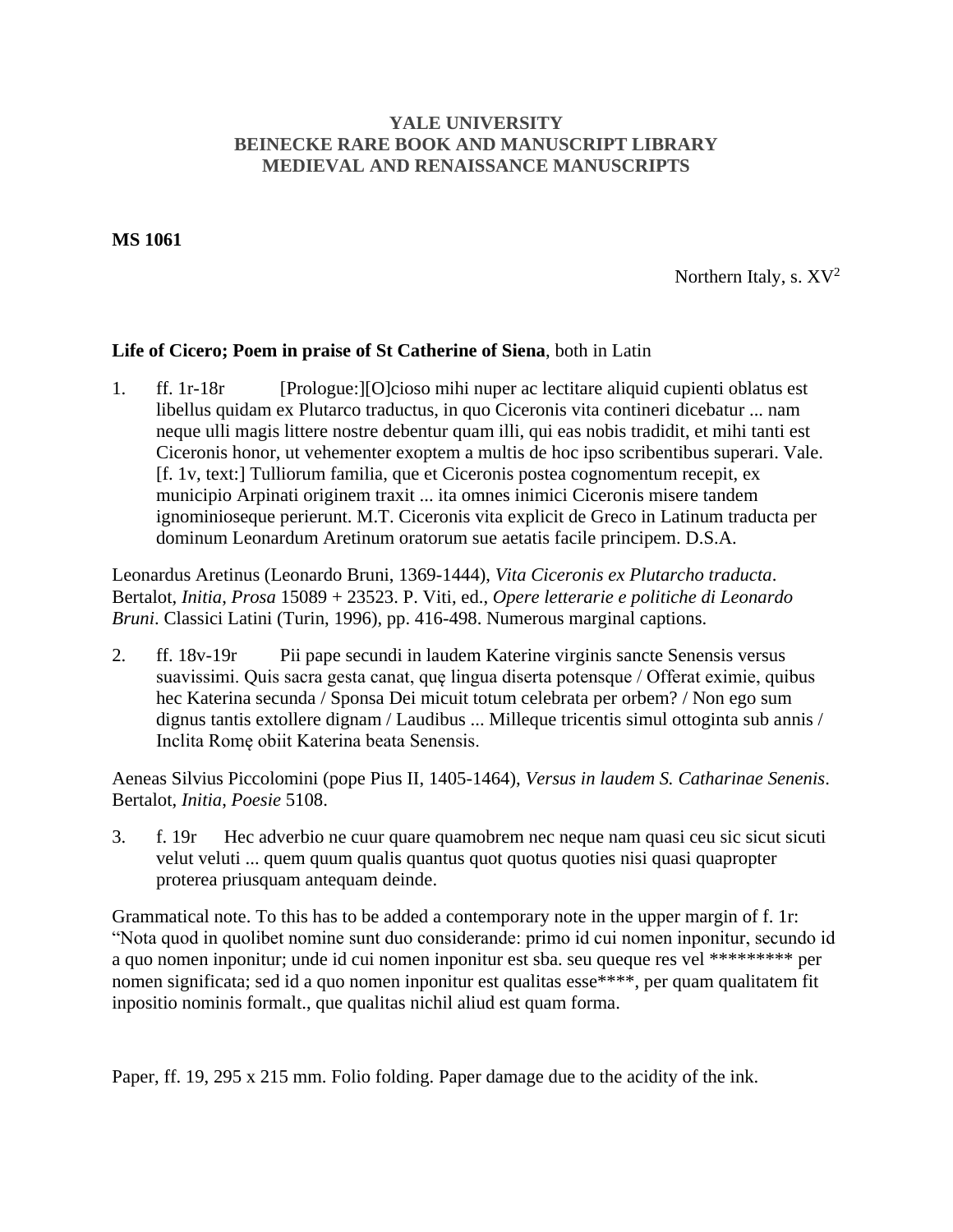**YALE UNIVERSITY**
**BEINECKE RARE BOOK AND MANUSCRIPT LIBRARY**
**MEDIEVAL AND RENAISSANCE MANUSCRIPTS**

**MS 1061**

Northern Italy, s. $XV^2$

**Life of Cicero; Poem in praise of St Catherine of Siena**, both in Latin

1. ff. 1r-18r [Prologue:][O]cioso mihi nuper ac lectitare aliquid cupienti oblatus est libellus quidam ex Plutarco traductus, in quo Ciceronis vita contineri dicebatur ... nam neque ulli magis littere nostre debentur quam illi, qui eas nobis tradidit, et mihi tanti est Ciceronis honor, ut vehementer exoptem a multis de hoc ipso scribentibus superari. Vale. [f. 1v, text:] Tulliorum familia, que et Ciceronis postea cognomentum recepit, ex municipio Arpinati originem traxit ... ita omnes inimici Ciceronis misere tandem ignominioseque perierunt. M.T. Ciceronis vita explicit de Greco in Latinum traducta per dominum Leonardum Aretinum oratorum sue aetatis facile principem. D.S.A.

Leonardus Aretinus (Leonardo Bruni, 1369-1444), *Vita Ciceronis ex Plutarcho traducta*. Bertalot, *Initia*, *Prosa* 15089 + 23523. P. Viti, ed., *Opere letterarie e politiche di Leonardo Bruni*. Classici Latini (Turin, 1996), pp. 416-498. Numerous marginal captions.

2. ff. 18v-19r Pii pape secundi in laudem Katerine virginis sancte Senensis versus suavissimi. Quis sacra gesta canat, quę lingua diserta potensque / Offerat eximie, quibus hec Katerina secunda / Sponsa Dei micuit totum celebrata per orbem? / Non ego sum dignus tantis extollere dignam / Laudibus ... Milleque tricentis simul ottoginta sub annis / Inclita Romę obiit Katerina beata Senensis.

Aeneas Silvius Piccolomini (pope Pius II, 1405-1464), *Versus in laudem S. Catharinae Senenis*. Bertalot, *Initia*, *Poesie* 5108.

3. f. 19r Hec adverbio ne cuur quare quamobrem nec neque nam quasi ceu sic sicut sicuti velut veluti ... quem quum qualis quantus quot quotus quoties nisi quasi quapropter proterea priusquam antequam deinde.

Grammatical note. To this has to be added a contemporary note in the upper margin of f. 1r: "Nota quod in quolibet nomine sunt duo considerande: primo id cui nomen inponitur, secundo id a quo nomen inponitur; unde id cui nomen inponitur est sba. seu queque res vel ********* per nomen significata; sed id a quo nomen inponitur est qualitas esse****, per quam qualitatem fit inpositio nominis formalt., que qualitas nichil aliud est quam forma.

Paper, ff. 19, 295 x 215 mm. Folio folding. Paper damage due to the acidity of the ink.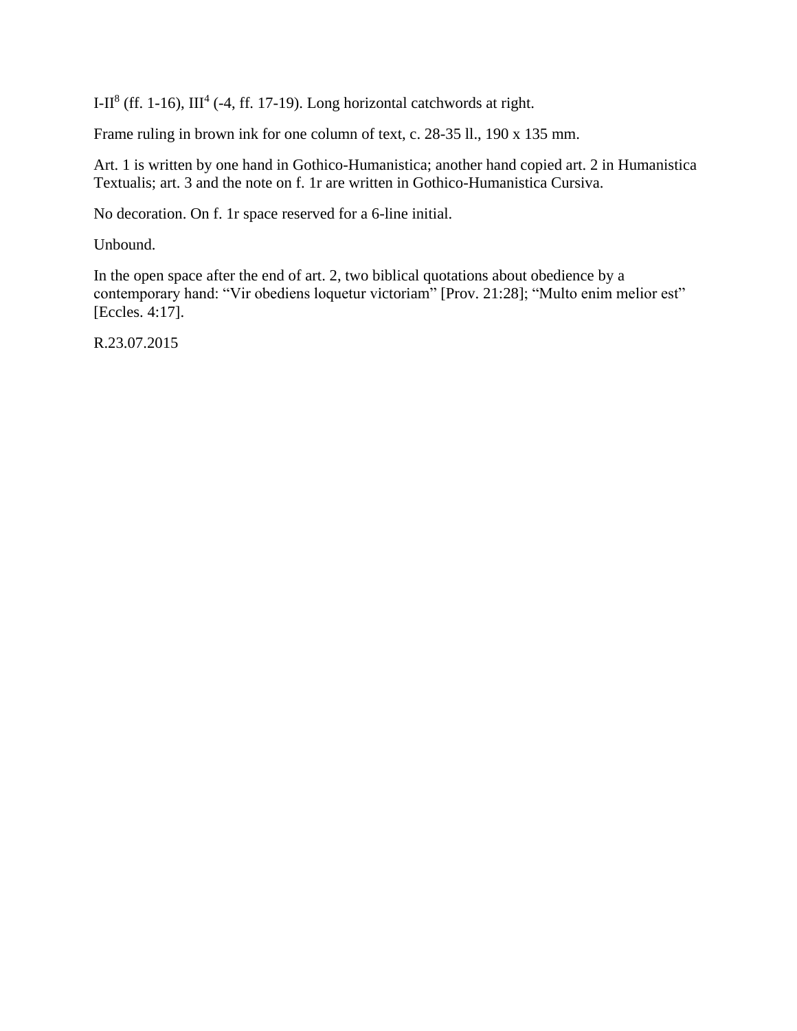I-II$^8$ (ff. 1-16), III$^4$ (-4, ff. 17-19). Long horizontal catchwords at right.

Frame ruling in brown ink for one column of text, c. 28-35 ll., 190 x 135 mm.

Art. 1 is written by one hand in Gothico-Humanistica; another hand copied art. 2 in Humanistica Textualis; art. 3 and the note on f. 1r are written in Gothico-Humanistica Cursiva.

No decoration. On f. 1r space reserved for a 6-line initial.

Unbound.

In the open space after the end of art. 2, two biblical quotations about obedience by a contemporary hand: “Vir obediens loquetur victoriam” [Prov. 21:28]; “Multo enim melior est” [Eccles. 4:17].

R.23.07.2015